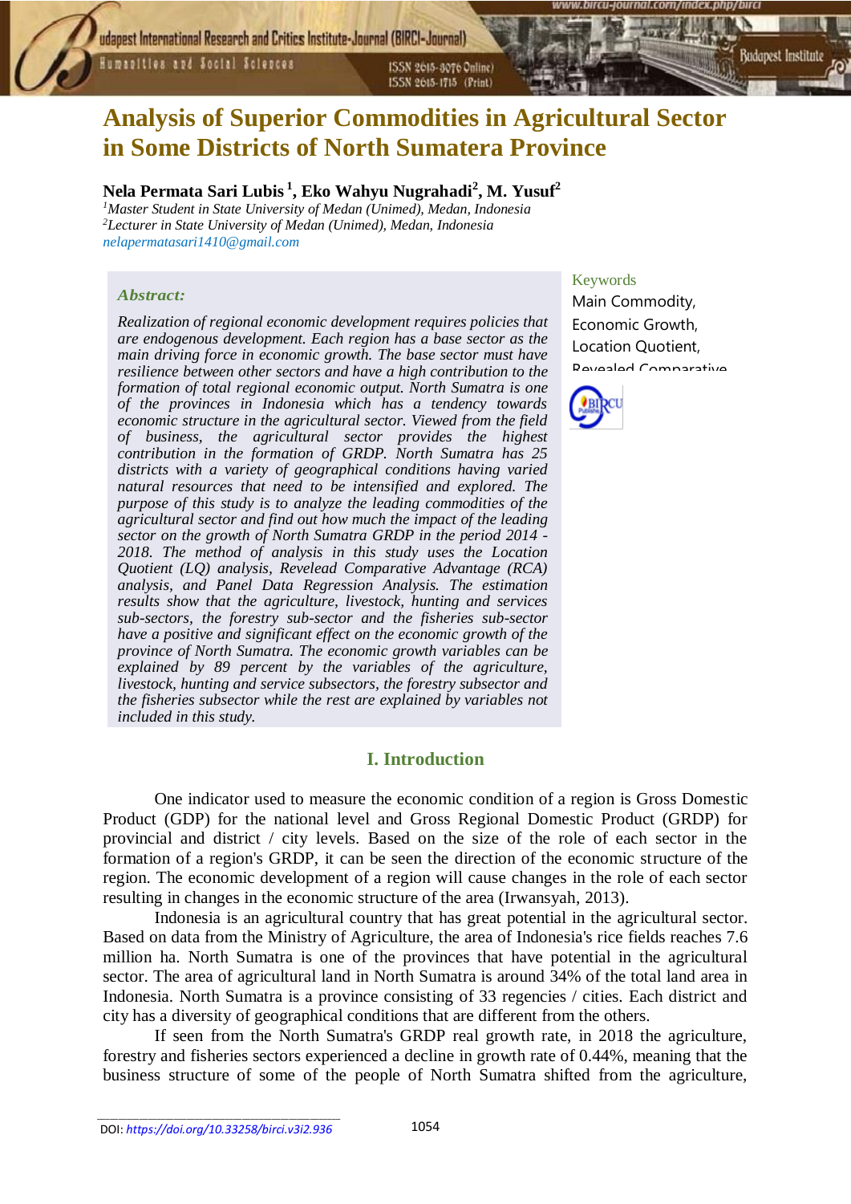# Analysis of Superior Commodities in Agricultural Sector in Some Districts of North Sumatera Province

**Nela Permata Sari Lubis** [1], **Eko Wahyu Nugrahadi**[2], **M. Yusuf**[2]

[1]*Master Student in State University of Medan (Unimed), Medan, Indonesia*
[2]*Lecturer in State University of Medan (Unimed), Medan, Indonesia*
nelapermatasari1410@gmail.com

***Abstract:***

*Realization of regional economic development requires policies that are endogenous development. Each region has a base sector as the main driving force in economic growth. The base sector must have resilience between other sectors and have a high contribution to the formation of total regional economic output. North Sumatra is one of the provinces in Indonesia which has a tendency towards economic structure in the agricultural sector. Viewed from the field of business, the agricultural sector provides the highest contribution in the formation of GRDP. North Sumatra has 25 districts with a variety of geographical conditions having varied natural resources that need to be intensified and explored. The purpose of this study is to analyze the leading commodities of the agricultural sector and find out how much the impact of the leading sector on the growth of North Sumatra GRDP in the period 2014 - 2018. The method of analysis in this study uses the Location Quotient (LQ) analysis, Revealed Comparative Advantage (RCA) analysis, and Panel Data Regression Analysis. The estimation results show that the agriculture, livestock, hunting and services sub-sectors, the forestry sub-sector and the fisheries sub-sector have a positive and significant effect on the economic growth of the province of North Sumatra. The economic growth variables can be explained by 89 percent by the variables of the agriculture, livestock, hunting and service subsectors, the forestry subsector and the fisheries subsector while the rest are explained by variables not included in this study.*

Keywords
Main Commodity,
Economic Growth,
Location Quotient,
Revealed Comparative

## I. Introduction

One indicator used to measure the economic condition of a region is Gross Domestic Product (GDP) for the national level and Gross Regional Domestic Product (GRDP) for provincial and district / city levels. Based on the size of the role of each sector in the formation of a region's GRDP, it can be seen the direction of the economic structure of the region. The economic development of a region will cause changes in the role of each sector resulting in changes in the economic structure of the area (Irwansyah, 2013).

Indonesia is an agricultural country that has great potential in the agricultural sector. Based on data from the Ministry of Agriculture, the area of Indonesia's rice fields reaches 7.6 million ha. North Sumatra is one of the provinces that have potential in the agricultural sector. The area of agricultural land in North Sumatra is around 34% of the total land area in Indonesia. North Sumatra is a province consisting of 33 regencies / cities. Each district and city has a diversity of geographical conditions that are different from the others.

If seen from the North Sumatra's GRDP real growth rate, in 2018 the agriculture, forestry and fisheries sectors experienced a decline in growth rate of 0.44%, meaning that the business structure of some of the people of North Sumatra shifted from the agriculture,

DOI: https://doi.org/10.33258/birci.v3i2.936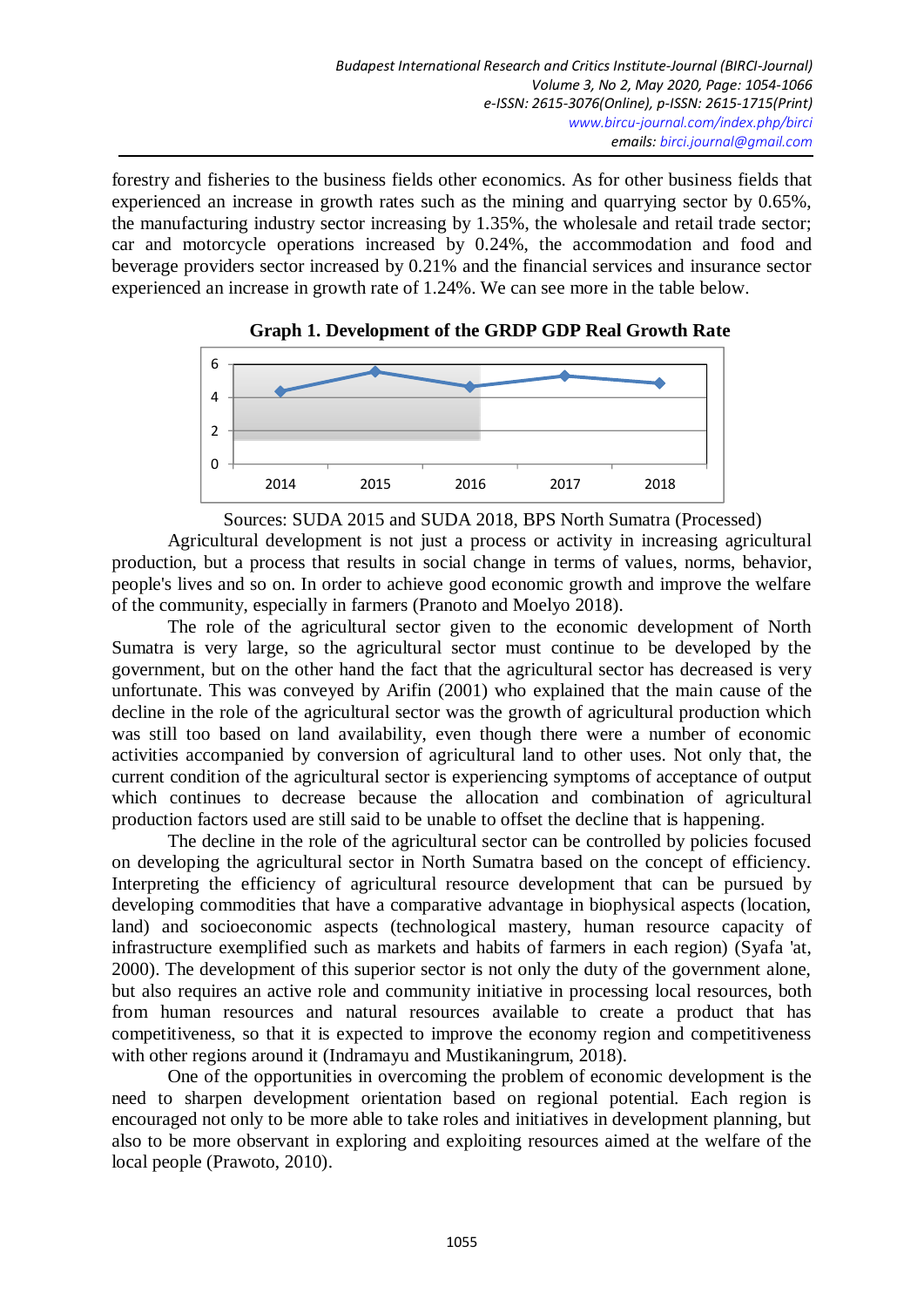forestry and fisheries to the business fields other economics. As for other business fields that experienced an increase in growth rates such as the mining and quarrying sector by 0.65%, the manufacturing industry sector increasing by 1.35%, the wholesale and retail trade sector; car and motorcycle operations increased by 0.24%, the accommodation and food and beverage providers sector increased by 0.21% and the financial services and insurance sector experienced an increase in growth rate of 1.24%. We can see more in the table below.

**Graph 1. Development of the GRDP GDP Real Growth Rate**

6
4
2
0
2014
2015
2016
2017
2018

Sources: SUDA 2015 and SUDA 2018, BPS North Sumatra (Processed)

Agricultural development is not just a process or activity in increasing agricultural production, but a process that results in social change in terms of values, norms, behavior, people's lives and so on. In order to achieve good economic growth and improve the welfare of the community, especially in farmers (Pranoto and Moelyo 2018).

The role of the agricultural sector given to the economic development of North Sumatra is very large, so the agricultural sector must continue to be developed by the government, but on the other hand the fact that the agricultural sector has decreased is very unfortunate. This was conveyed by Arifin (2001) who explained that the main cause of the decline in the role of the agricultural sector was the growth of agricultural production which was still too based on land availability, even though there were a number of economic activities accompanied by conversion of agricultural land to other uses. Not only that, the current condition of the agricultural sector is experiencing symptoms of acceptance of output which continues to decrease because the allocation and combination of agricultural production factors used are still said to be unable to offset the decline that is happening.

The decline in the role of the agricultural sector can be controlled by policies focused on developing the agricultural sector in North Sumatra based on the concept of efficiency. Interpreting the efficiency of agricultural resource development that can be pursued by developing commodities that have a comparative advantage in biophysical aspects (location, land) and socioeconomic aspects (technological mastery, human resource capacity of infrastructure exemplified such as markets and habits of farmers in each region) (Syafa 'at, 2000). The development of this superior sector is not only the duty of the government alone, but also requires an active role and community initiative in processing local resources, both from human resources and natural resources available to create a product that has competitiveness, so that it is expected to improve the economy region and competitiveness with other regions around it (Indramayu and Mustikaningrum, 2018).

One of the opportunities in overcoming the problem of economic development is the need to sharpen development orientation based on regional potential. Each region is encouraged not only to be more able to take roles and initiatives in development planning, but also to be more observant in exploring and exploiting resources aimed at the welfare of the local people (Prawoto, 2010).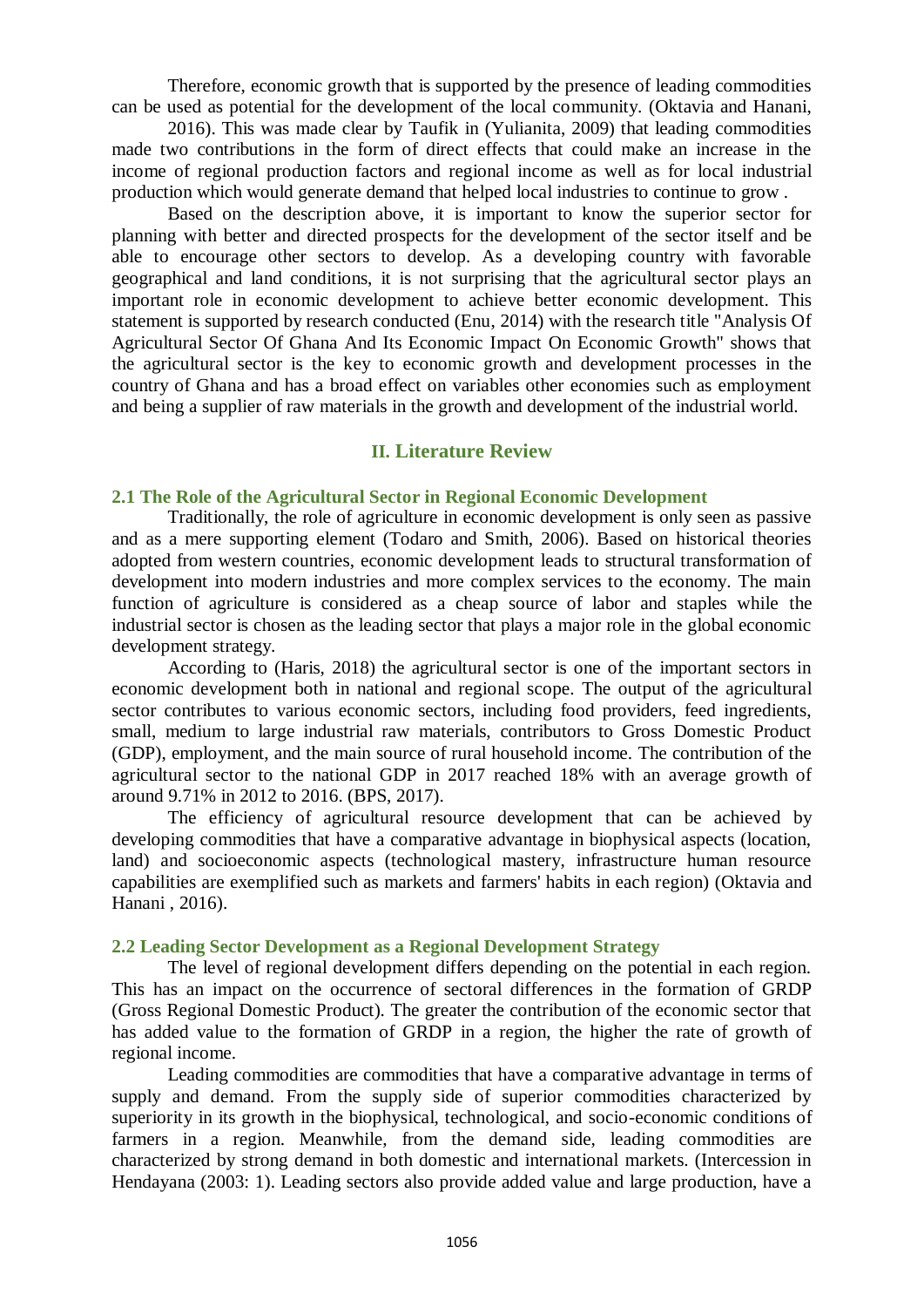Therefore, economic growth that is supported by the presence of leading commodities can be used as potential for the development of the local community. (Oktavia and Hanani, 2016). This was made clear by Taufik in (Yulianita, 2009) that leading commodities made two contributions in the form of direct effects that could make an increase in the income of regional production factors and regional income as well as for local industrial production which would generate demand that helped local industries to continue to grow .

Based on the description above, it is important to know the superior sector for planning with better and directed prospects for the development of the sector itself and be able to encourage other sectors to develop. As a developing country with favorable geographical and land conditions, it is not surprising that the agricultural sector plays an important role in economic development to achieve better economic development. This statement is supported by research conducted (Enu, 2014) with the research title "Analysis Of Agricultural Sector Of Ghana And Its Economic Impact On Economic Growth" shows that the agricultural sector is the key to economic growth and development processes in the country of Ghana and has a broad effect on variables other economies such as employment and being a supplier of raw materials in the growth and development of the industrial world.

## II. Literature Review

### 2.1 The Role of the Agricultural Sector in Regional Economic Development

Traditionally, the role of agriculture in economic development is only seen as passive and as a mere supporting element (Todaro and Smith, 2006). Based on historical theories adopted from western countries, economic development leads to structural transformation of development into modern industries and more complex services to the economy. The main function of agriculture is considered as a cheap source of labor and staples while the industrial sector is chosen as the leading sector that plays a major role in the global economic development strategy.

According to (Haris, 2018) the agricultural sector is one of the important sectors in economic development both in national and regional scope. The output of the agricultural sector contributes to various economic sectors, including food providers, feed ingredients, small, medium to large industrial raw materials, contributors to Gross Domestic Product (GDP), employment, and the main source of rural household income. The contribution of the agricultural sector to the national GDP in 2017 reached 18% with an average growth of around 9.71% in 2012 to 2016. (BPS, 2017).

The efficiency of agricultural resource development that can be achieved by developing commodities that have a comparative advantage in biophysical aspects (location, land) and socioeconomic aspects (technological mastery, infrastructure human resource capabilities are exemplified such as markets and farmers' habits in each region) (Oktavia and Hanani , 2016).

### 2.2 Leading Sector Development as a Regional Development Strategy

The level of regional development differs depending on the potential in each region. This has an impact on the occurrence of sectoral differences in the formation of GRDP (Gross Regional Domestic Product). The greater the contribution of the economic sector that has added value to the formation of GRDP in a region, the higher the rate of growth of regional income.

Leading commodities are commodities that have a comparative advantage in terms of supply and demand. From the supply side of superior commodities characterized by superiority in its growth in the biophysical, technological, and socio-economic conditions of farmers in a region. Meanwhile, from the demand side, leading commodities are characterized by strong demand in both domestic and international markets. (Intercession in Hendayana (2003: 1). Leading sectors also provide added value and large production, have a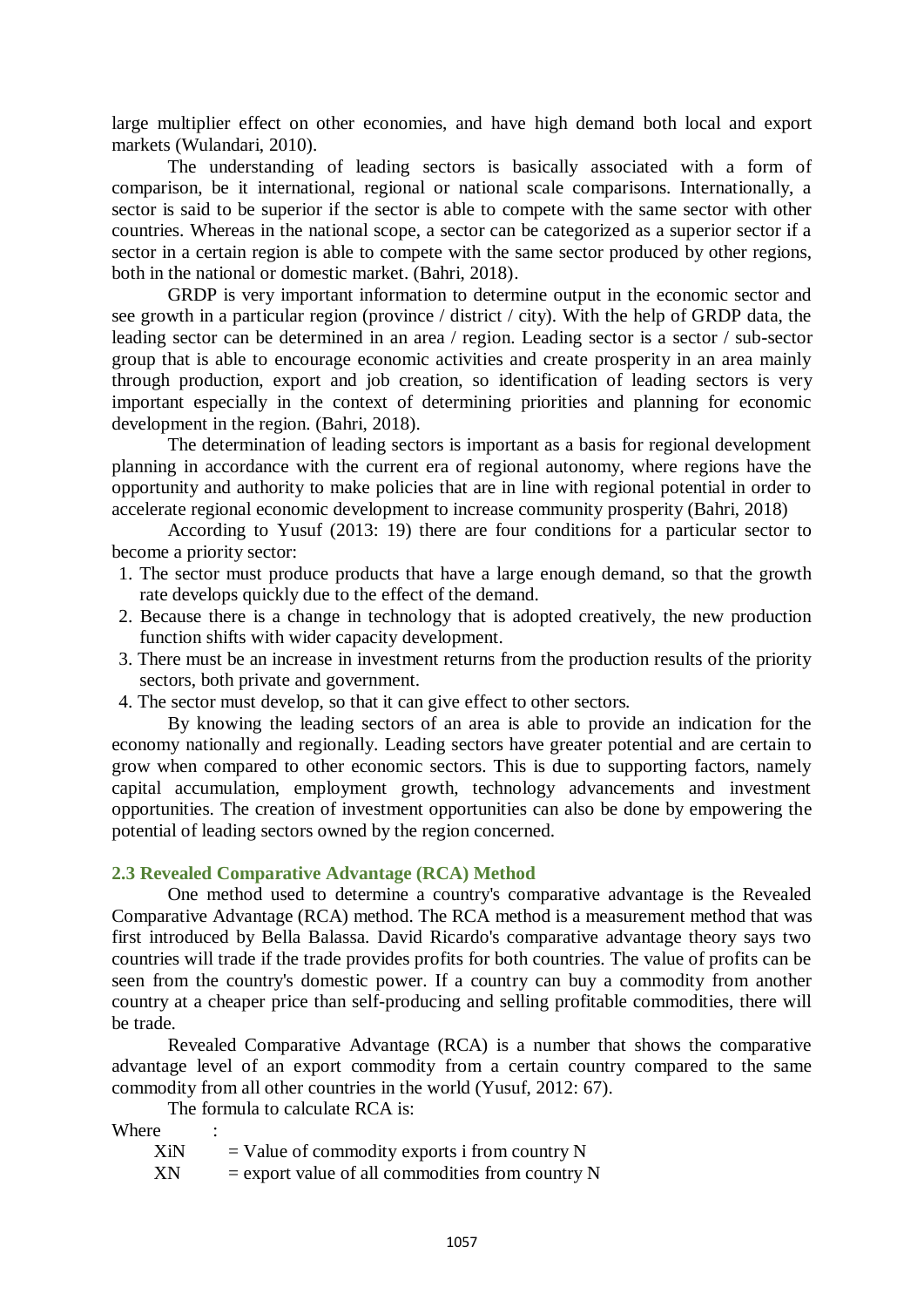large multiplier effect on other economies, and have high demand both local and export markets (Wulandari, 2010).

The understanding of leading sectors is basically associated with a form of comparison, be it international, regional or national scale comparisons. Internationally, a sector is said to be superior if the sector is able to compete with the same sector with other countries. Whereas in the national scope, a sector can be categorized as a superior sector if a sector in a certain region is able to compete with the same sector produced by other regions, both in the national or domestic market. (Bahri, 2018).

GRDP is very important information to determine output in the economic sector and see growth in a particular region (province / district / city). With the help of GRDP data, the leading sector can be determined in an area / region. Leading sector is a sector / sub-sector group that is able to encourage economic activities and create prosperity in an area mainly through production, export and job creation, so identification of leading sectors is very important especially in the context of determining priorities and planning for economic development in the region. (Bahri, 2018).

The determination of leading sectors is important as a basis for regional development planning in accordance with the current era of regional autonomy, where regions have the opportunity and authority to make policies that are in line with regional potential in order to accelerate regional economic development to increase community prosperity (Bahri, 2018)

According to Yusuf (2013: 19) there are four conditions for a particular sector to become a priority sector:

1. The sector must produce products that have a large enough demand, so that the growth rate develops quickly due to the effect of the demand.
2. Because there is a change in technology that is adopted creatively, the new production function shifts with wider capacity development.
3. There must be an increase in investment returns from the production results of the priority sectors, both private and government.
4. The sector must develop, so that it can give effect to other sectors.

By knowing the leading sectors of an area is able to provide an indication for the economy nationally and regionally. Leading sectors have greater potential and are certain to grow when compared to other economic sectors. This is due to supporting factors, namely capital accumulation, employment growth, technology advancements and investment opportunities. The creation of investment opportunities can also be done by empowering the potential of leading sectors owned by the region concerned.

### 2.3 Revealed Comparative Advantage (RCA) Method

One method used to determine a country's comparative advantage is the Revealed Comparative Advantage (RCA) method. The RCA method is a measurement method that was first introduced by Bella Balassa. David Ricardo's comparative advantage theory says two countries will trade if the trade provides profits for both countries. The value of profits can be seen from the country's domestic power. If a country can buy a commodity from another country at a cheaper price than self-producing and selling profitable commodities, there will be trade.

Revealed Comparative Advantage (RCA) is a number that shows the comparative advantage level of an export commodity from a certain country compared to the same commodity from all other countries in the world (Yusuf, 2012: 67).

The formula to calculate RCA is:

Where :

$X_{iN}$ = Value of commodity exports i from country N

$X_N$ = export value of all commodities from country N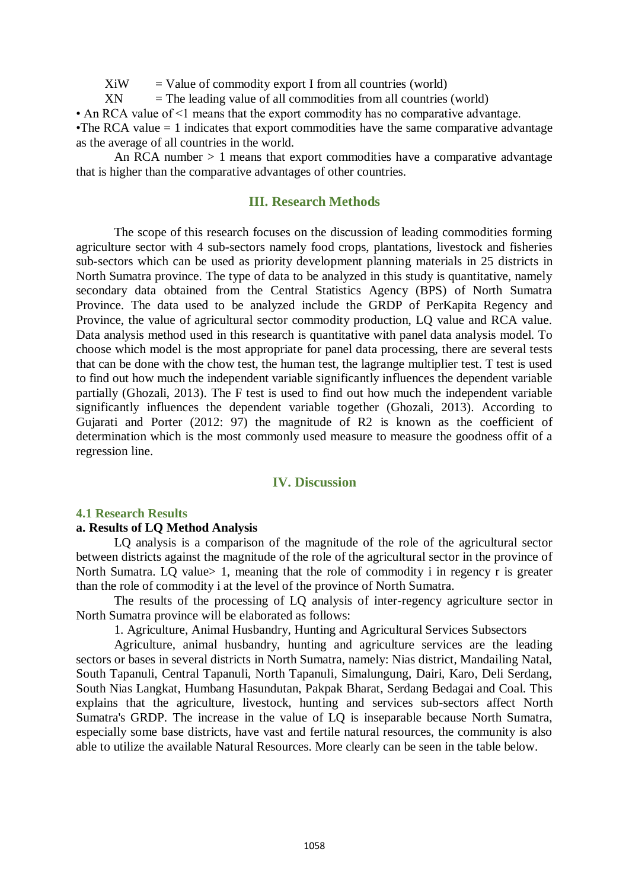XiW = Value of commodity export I from all countries (world)

XN = The leading value of all commodities from all countries (world)

- An RCA value of <1 means that the export commodity has no comparative advantage.
- The RCA value = 1 indicates that export commodities have the same comparative advantage as the average of all countries in the world.

An RCA number > 1 means that export commodities have a comparative advantage that is higher than the comparative advantages of other countries.

## III. Research Methods

The scope of this research focuses on the discussion of leading commodities forming agriculture sector with 4 sub-sectors namely food crops, plantations, livestock and fisheries sub-sectors which can be used as priority development planning materials in 25 districts in North Sumatra province. The type of data to be analyzed in this study is quantitative, namely secondary data obtained from the Central Statistics Agency (BPS) of North Sumatra Province. The data used to be analyzed include the GRDP of PerKapita Regency and Province, the value of agricultural sector commodity production, LQ value and RCA value. Data analysis method used in this research is quantitative with panel data analysis model. To choose which model is the most appropriate for panel data processing, there are several tests that can be done with the chow test, the human test, the lagrange multiplier test. T test is used to find out how much the independent variable significantly influences the dependent variable partially (Ghozali, 2013). The F test is used to find out how much the independent variable significantly influences the dependent variable together (Ghozali, 2013). According to Gujarati and Porter (2012: 97) the magnitude of R2 is known as the coefficient of determination which is the most commonly used measure to measure the goodness offit of a regression line.

## IV. Discussion

### 4.1 Research Results

**a. Results of LQ Method Analysis**

LQ analysis is a comparison of the magnitude of the role of the agricultural sector between districts against the magnitude of the role of the agricultural sector in the province of North Sumatra. LQ value> 1, meaning that the role of commodity i in regency r is greater than the role of commodity i at the level of the province of North Sumatra.

The results of the processing of LQ analysis of inter-regency agriculture sector in North Sumatra province will be elaborated as follows:

1. Agriculture, Animal Husbandry, Hunting and Agricultural Services Subsectors

Agriculture, animal husbandry, hunting and agriculture services are the leading sectors or bases in several districts in North Sumatra, namely: Nias district, Mandailing Natal, South Tapanuli, Central Tapanuli, North Tapanuli, Simalungung, Dairi, Karo, Deli Serdang, South Nias Langkat, Humbang Hasundutan, Pakpak Bharat, Serdang Bedagai and Coal. This explains that the agriculture, livestock, hunting and services sub-sectors affect North Sumatra's GRDP. The increase in the value of LQ is inseparable because North Sumatra, especially some base districts, have vast and fertile natural resources, the community is also able to utilize the available Natural Resources. More clearly can be seen in the table below.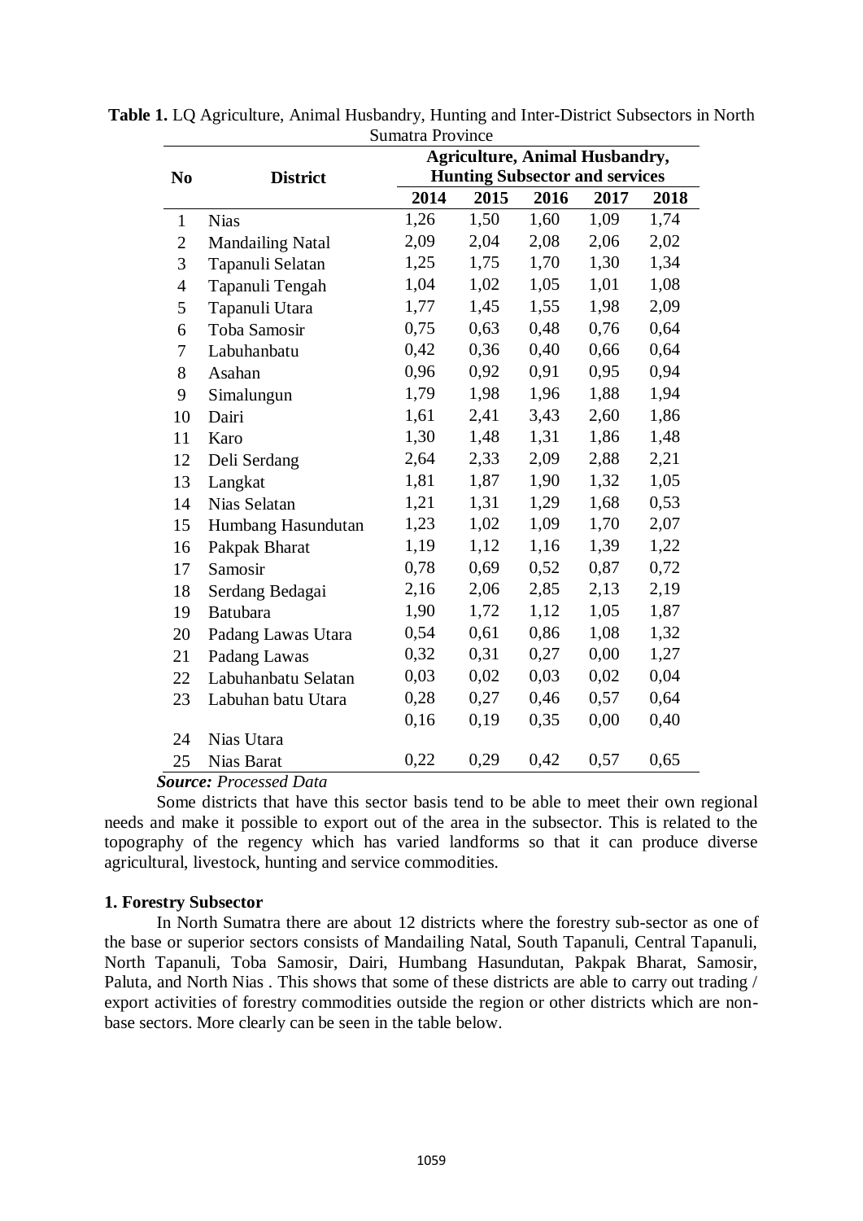**Table 1.** LQ Agriculture, Animal Husbandry, Hunting and Inter-District Subsectors in North Sumatra Province

| No | District | Agriculture, Animal Husbandry, Hunting Subsector and services | | | | |
|---|---|---|---|---|---|---|
| | | 2014 | 2015 | 2016 | 2017 | 2018 |
| 1 | Nias | 1,26 | 1,50 | 1,60 | 1,09 | 1,74 |
| 2 | Mandailing Natal | 2,09 | 2,04 | 2,08 | 2,06 | 2,02 |
| 3 | Tapanuli Selatan | 1,25 | 1,75 | 1,70 | 1,30 | 1,34 |
| 4 | Tapanuli Tengah | 1,04 | 1,02 | 1,05 | 1,01 | 1,08 |
| 5 | Tapanuli Utara | 1,77 | 1,45 | 1,55 | 1,98 | 2,09 |
| 6 | Toba Samosir | 0,75 | 0,63 | 0,48 | 0,76 | 0,64 |
| 7 | Labuhanbatu | 0,42 | 0,36 | 0,40 | 0,66 | 0,64 |
| 8 | Asahan | 0,96 | 0,92 | 0,91 | 0,95 | 0,94 |
| 9 | Simalungun | 1,79 | 1,98 | 1,96 | 1,88 | 1,94 |
| 10 | Dairi | 1,61 | 2,41 | 3,43 | 2,60 | 1,86 |
| 11 | Karo | 1,30 | 1,48 | 1,31 | 1,86 | 1,48 |
| 12 | Deli Serdang | 2,64 | 2,33 | 2,09 | 2,88 | 2,21 |
| 13 | Langkat | 1,81 | 1,87 | 1,90 | 1,32 | 1,05 |
| 14 | Nias Selatan | 1,21 | 1,31 | 1,29 | 1,68 | 0,53 |
| 15 | Humbang Hasundutan | 1,23 | 1,02 | 1,09 | 1,70 | 2,07 |
| 16 | Pakpak Bharat | 1,19 | 1,12 | 1,16 | 1,39 | 1,22 |
| 17 | Samosir | 0,78 | 0,69 | 0,52 | 0,87 | 0,72 |
| 18 | Serdang Bedagai | 2,16 | 2,06 | 2,85 | 2,13 | 2,19 |
| 19 | Batubara | 1,90 | 1,72 | 1,12 | 1,05 | 1,87 |
| 20 | Padang Lawas Utara | 0,54 | 0,61 | 0,86 | 1,08 | 1,32 |
| 21 | Padang Lawas | 0,32 | 0,31 | 0,27 | 0,00 | 1,27 |
| 22 | Labuhanbatu Selatan | 0,03 | 0,02 | 0,03 | 0,02 | 0,04 |
| 23 | Labuhan batu Utara | 0,28 | 0,27 | 0,46 | 0,57 | 0,64 |
| 24 | Nias Utara | 0,16 | 0,19 | 0,35 | 0,00 | 0,40 |
| 25 | Nias Barat | 0,22 | 0,29 | 0,42 | 0,57 | 0,65 |

***Source:*** *Processed Data*

Some districts that have this sector basis tend to be able to meet their own regional needs and make it possible to export out of the area in the subsector. This is related to the topography of the regency which has varied landforms so that it can produce diverse agricultural, livestock, hunting and service commodities.

**1. Forestry Subsector**

In North Sumatra there are about 12 districts where the forestry sub-sector as one of the base or superior sectors consists of Mandailing Natal, South Tapanuli, Central Tapanuli, North Tapanuli, Toba Samosir, Dairi, Humbang Hasundutan, Pakpak Bharat, Samosir, Paluta, and North Nias . This shows that some of these districts are able to carry out trading / export activities of forestry commodities outside the region or other districts which are non-base sectors. More clearly can be seen in the table below.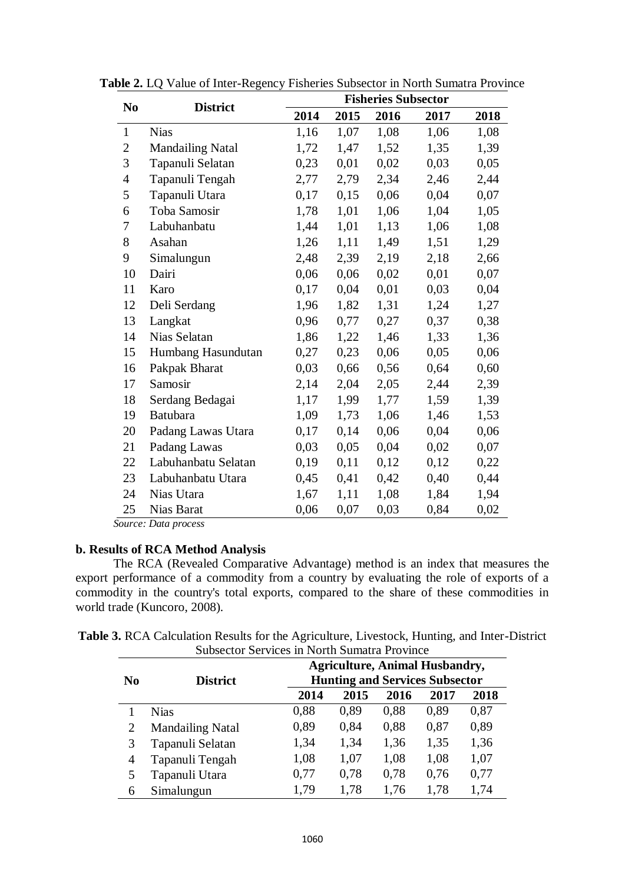**Table 2.** LQ Value of Inter-Regency Fisheries Subsector in North Sumatra Province

| No | District | Fisheries Subsector | | | | |
|---|---|---|---|---|---|---|
| | | 2014 | 2015 | 2016 | 2017 | 2018 |
| 1 | Nias | 1,16 | 1,07 | 1,08 | 1,06 | 1,08 |
| 2 | Mandailing Natal | 1,72 | 1,47 | 1,52 | 1,35 | 1,39 |
| 3 | Tapanuli Selatan | 0,23 | 0,01 | 0,02 | 0,03 | 0,05 |
| 4 | Tapanuli Tengah | 2,77 | 2,79 | 2,34 | 2,46 | 2,44 |
| 5 | Tapanuli Utara | 0,17 | 0,15 | 0,06 | 0,04 | 0,07 |
| 6 | Toba Samosir | 1,78 | 1,01 | 1,06 | 1,04 | 1,05 |
| 7 | Labuhanbatu | 1,44 | 1,01 | 1,13 | 1,06 | 1,08 |
| 8 | Asahan | 1,26 | 1,11 | 1,49 | 1,51 | 1,29 |
| 9 | Simalungun | 2,48 | 2,39 | 2,19 | 2,18 | 2,66 |
| 10 | Dairi | 0,06 | 0,06 | 0,02 | 0,01 | 0,07 |
| 11 | Karo | 0,17 | 0,04 | 0,01 | 0,03 | 0,04 |
| 12 | Deli Serdang | 1,96 | 1,82 | 1,31 | 1,24 | 1,27 |
| 13 | Langkat | 0,96 | 0,77 | 0,27 | 0,37 | 0,38 |
| 14 | Nias Selatan | 1,86 | 1,22 | 1,46 | 1,33 | 1,36 |
| 15 | Humbang Hasundutan | 0,27 | 0,23 | 0,06 | 0,05 | 0,06 |
| 16 | Pakpak Bharat | 0,03 | 0,66 | 0,56 | 0,64 | 0,60 |
| 17 | Samosir | 2,14 | 2,04 | 2,05 | 2,44 | 2,39 |
| 18 | Serdang Bedagai | 1,17 | 1,99 | 1,77 | 1,59 | 1,39 |
| 19 | Batubara | 1,09 | 1,73 | 1,06 | 1,46 | 1,53 |
| 20 | Padang Lawas Utara | 0,17 | 0,14 | 0,06 | 0,04 | 0,06 |
| 21 | Padang Lawas | 0,03 | 0,05 | 0,04 | 0,02 | 0,07 |
| 22 | Labuhanbatu Selatan | 0,19 | 0,11 | 0,12 | 0,12 | 0,22 |
| 23 | Labuhanbatu Utara | 0,45 | 0,41 | 0,42 | 0,40 | 0,44 |
| 24 | Nias Utara | 1,67 | 1,11 | 1,08 | 1,84 | 1,94 |
| 25 | Nias Barat | 0,06 | 0,07 | 0,03 | 0,84 | 0,02 |

*Source: Data process*

**b. Results of RCA Method Analysis**

The RCA (Revealed Comparative Advantage) method is an index that measures the export performance of a commodity from a country by evaluating the role of exports of a commodity in the country's total exports, compared to the share of these commodities in world trade (Kuncoro, 2008).

**Table 3.** RCA Calculation Results for the Agriculture, Livestock, Hunting, and Inter-District Subsector Services in North Sumatra Province

| No | District | Agriculture, Animal Husbandry, Hunting and Services Subsector | | | | |
|---|---|---|---|---|---|---|
| | | 2014 | 2015 | 2016 | 2017 | 2018 |
| 1 | Nias | 0,88 | 0,89 | 0,88 | 0,89 | 0,87 |
| 2 | Mandailing Natal | 0,89 | 0,84 | 0,88 | 0,87 | 0,89 |
| 3 | Tapanuli Selatan | 1,34 | 1,34 | 1,36 | 1,35 | 1,36 |
| 4 | Tapanuli Tengah | 1,08 | 1,07 | 1,08 | 1,08 | 1,07 |
| 5 | Tapanuli Utara | 0,77 | 0,78 | 0,78 | 0,76 | 0,77 |
| 6 | Simalungun | 1,79 | 1,78 | 1,76 | 1,78 | 1,74 |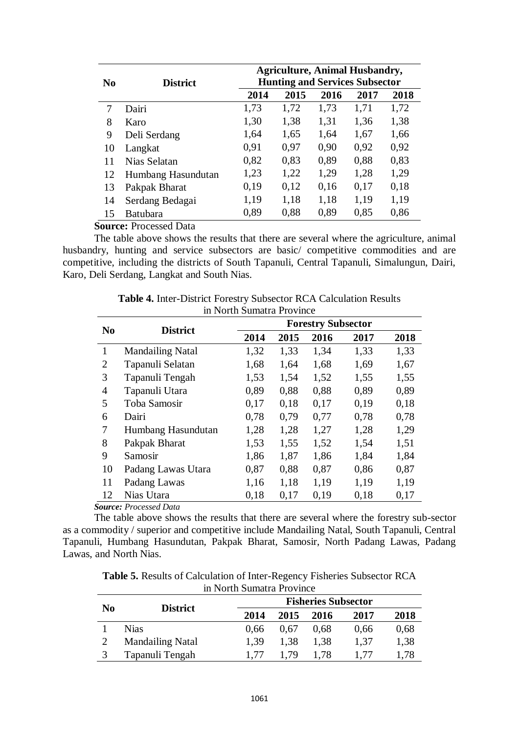| No | District | Agriculture, Animal Husbandry, Hunting and Services Subsector | | | | |
|---|---|---|---|---|---|---|
| | | 2014 | 2015 | 2016 | 2017 | 2018 |
| 7 | Dairi | 1,73 | 1,72 | 1,73 | 1,71 | 1,72 |
| 8 | Karo | 1,30 | 1,38 | 1,31 | 1,36 | 1,38 |
| 9 | Deli Serdang | 1,64 | 1,65 | 1,64 | 1,67 | 1,66 |
| 10 | Langkat | 0,91 | 0,97 | 0,90 | 0,92 | 0,92 |
| 11 | Nias Selatan | 0,82 | 0,83 | 0,89 | 0,88 | 0,83 |
| 12 | Humbang Hasundutan | 1,23 | 1,22 | 1,29 | 1,28 | 1,29 |
| 13 | Pakpak Bharat | 0,19 | 0,12 | 0,16 | 0,17 | 0,18 |
| 14 | Serdang Bedagai | 1,19 | 1,18 | 1,18 | 1,19 | 1,19 |
| 15 | Batubara | 0,89 | 0,88 | 0,89 | 0,85 | 0,86 |

**Source:** Processed Data

The table above shows the results that there are several where the agriculture, animal husbandry, hunting and service subsectors are basic/ competitive commodities and are competitive, including the districts of South Tapanuli, Central Tapanuli, Simalungun, Dairi, Karo, Deli Serdang, Langkat and South Nias.

**Table 4.** Inter-District Forestry Subsector RCA Calculation Results in North Sumatra Province

| No | District | Forestry Subsector | | | | |
|---|---|---|---|---|---|---|
| | | 2014 | 2015 | 2016 | 2017 | 2018 |
| 1 | Mandailing Natal | 1,32 | 1,33 | 1,34 | 1,33 | 1,33 |
| 2 | Tapanuli Selatan | 1,68 | 1,64 | 1,68 | 1,69 | 1,67 |
| 3 | Tapanuli Tengah | 1,53 | 1,54 | 1,52 | 1,55 | 1,55 |
| 4 | Tapanuli Utara | 0,89 | 0,88 | 0,88 | 0,89 | 0,89 |
| 5 | Toba Samosir | 0,17 | 0,18 | 0,17 | 0,19 | 0,18 |
| 6 | Dairi | 0,78 | 0,79 | 0,77 | 0,78 | 0,78 |
| 7 | Humbang Hasundutan | 1,28 | 1,28 | 1,27 | 1,28 | 1,29 |
| 8 | Pakpak Bharat | 1,53 | 1,55 | 1,52 | 1,54 | 1,51 |
| 9 | Samosir | 1,86 | 1,87 | 1,86 | 1,84 | 1,84 |
| 10 | Padang Lawas Utara | 0,87 | 0,88 | 0,87 | 0,86 | 0,87 |
| 11 | Padang Lawas | 1,16 | 1,18 | 1,19 | 1,19 | 1,19 |
| 12 | Nias Utara | 0,18 | 0,17 | 0,19 | 0,18 | 0,17 |

***Source:** Processed Data*

The table above shows the results that there are several where the forestry sub-sector as a commodity / superior and competitive include Mandailing Natal, South Tapanuli, Central Tapanuli, Humbang Hasundutan, Pakpak Bharat, Samosir, North Padang Lawas, Padang Lawas, and North Nias.

**Table 5.** Results of Calculation of Inter-Regency Fisheries Subsector RCA in North Sumatra Province

| No | District | Fisheries Subsector | | | | |
|---|---|---|---|---|---|---|
| | | 2014 | 2015 | 2016 | 2017 | 2018 |
| 1 | Nias | 0,66 | 0,67 | 0,68 | 0,66 | 0,68 |
| 2 | Mandailing Natal | 1,39 | 1,38 | 1,38 | 1,37 | 1,38 |
| 3 | Tapanuli Tengah | 1,77 | 1,79 | 1,78 | 1,77 | 1,78 |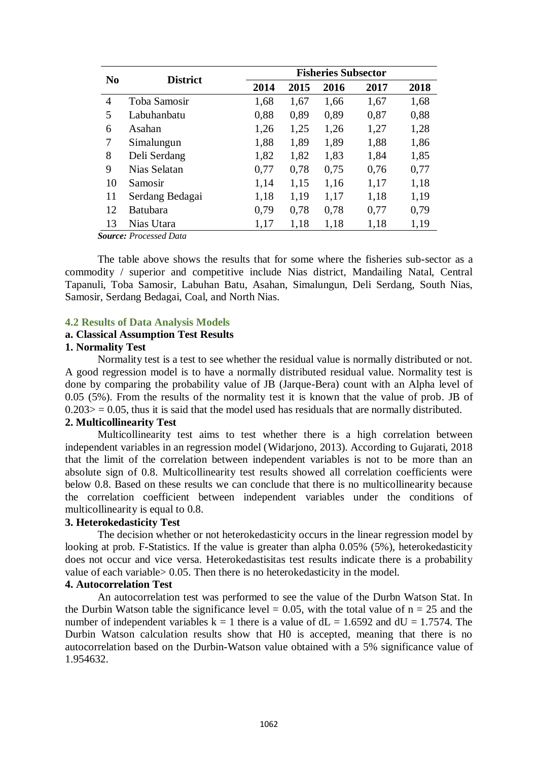| No | District | Fisheries Subsector | | | | |
|---|---|---|---|---|---|---|
| | | 2014 | 2015 | 2016 | 2017 | 2018 |
| 4 | Toba Samosir | 1,68 | 1,67 | 1,66 | 1,67 | 1,68 |
| 5 | Labuhanbatu | 0,88 | 0,89 | 0,89 | 0,87 | 0,88 |
| 6 | Asahan | 1,26 | 1,25 | 1,26 | 1,27 | 1,28 |
| 7 | Simalungun | 1,88 | 1,89 | 1,89 | 1,88 | 1,86 |
| 8 | Deli Serdang | 1,82 | 1,82 | 1,83 | 1,84 | 1,85 |
| 9 | Nias Selatan | 0,77 | 0,78 | 0,75 | 0,76 | 0,77 |
| 10 | Samosir | 1,14 | 1,15 | 1,16 | 1,17 | 1,18 |
| 11 | Serdang Bedagai | 1,18 | 1,19 | 1,17 | 1,18 | 1,19 |
| 12 | Batubara | 0,79 | 0,78 | 0,78 | 0,77 | 0,79 |
| 13 | Nias Utara | 1,17 | 1,18 | 1,18 | 1,18 | 1,19 |

***Source:*** *Processed Data*

The table above shows the results that for some where the fisheries sub-sector as a commodity / superior and competitive include Nias district, Mandailing Natal, Central Tapanuli, Toba Samosir, Labuhan Batu, Asahan, Simalungun, Deli Serdang, South Nias, Samosir, Serdang Bedagai, Coal, and North Nias.

### 4.2 Results of Data Analysis Models

#### a. Classical Assumption Test Results

#### 1. Normality Test

Normality test is a test to see whether the residual value is normally distributed or not. A good regression model is to have a normally distributed residual value. Normality test is done by comparing the probability value of JB (Jarque-Bera) count with an Alpha level of 0.05 (5%). From the results of the normality test it is known that the value of prob. JB of 0.203> = 0.05, thus it is said that the model used has residuals that are normally distributed.

#### 2. Multicollinearity Test

Multicollinearity test aims to test whether there is a high correlation between independent variables in an regression model (Widarjono, 2013). According to Gujarati, 2018 that the limit of the correlation between independent variables is not to be more than an absolute sign of 0.8. Multicollinearity test results showed all correlation coefficients were below 0.8. Based on these results we can conclude that there is no multicollinearity because the correlation coefficient between independent variables under the conditions of multicollinearity is equal to 0.8.

#### 3. Heterokedasticity Test

The decision whether or not heterokedasticity occurs in the linear regression model by looking at prob. F-Statistics. If the value is greater than alpha 0.05% (5%), heterokedasticity does not occur and vice versa. Heterokedastisitas test results indicate there is a probability value of each variable> 0.05. Then there is no heterokedasticity in the model.

#### 4. Autocorrelation Test

An autocorrelation test was performed to see the value of the Durbn Watson Stat. In the Durbin Watson table the significance level = 0.05, with the total value of n = 25 and the number of independent variables k = 1 there is a value of dL = 1.6592 and dU = 1.7574. The Durbin Watson calculation results show that H0 is accepted, meaning that there is no autocorrelation based on the Durbin-Watson value obtained with a 5% significance value of 1.954632.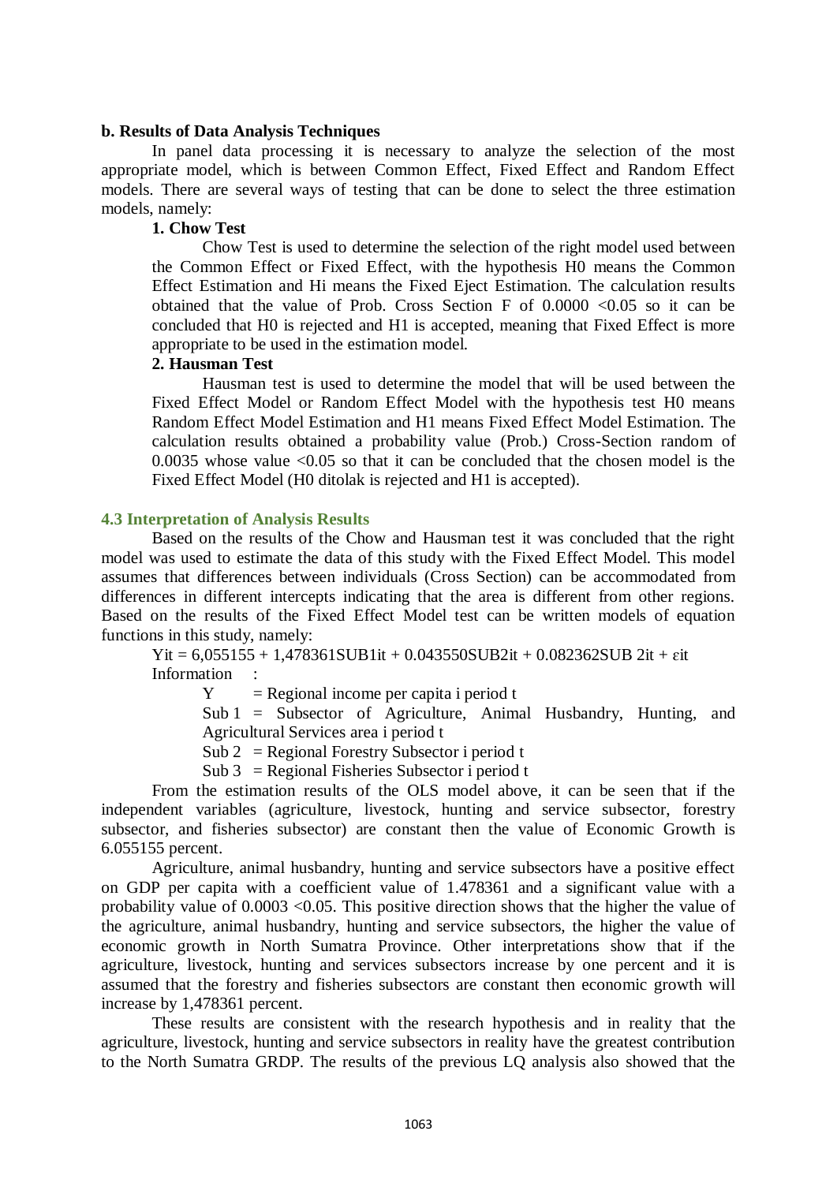**b. Results of Data Analysis Techniques**

In panel data processing it is necessary to analyze the selection of the most appropriate model, which is between Common Effect, Fixed Effect and Random Effect models. There are several ways of testing that can be done to select the three estimation models, namely:

**1. Chow Test**

Chow Test is used to determine the selection of the right model used between the Common Effect or Fixed Effect, with the hypothesis H0 means the Common Effect Estimation and Hi means the Fixed Eject Estimation. The calculation results obtained that the value of Prob. Cross Section F of 0.0000 <0.05 so it can be concluded that H0 is rejected and H1 is accepted, meaning that Fixed Effect is more appropriate to be used in the estimation model.

**2. Hausman Test**

Hausman test is used to determine the model that will be used between the Fixed Effect Model or Random Effect Model with the hypothesis test H0 means Random Effect Model Estimation and H1 means Fixed Effect Model Estimation. The calculation results obtained a probability value (Prob.) Cross-Section random of 0.0035 whose value <0.05 so that it can be concluded that the chosen model is the Fixed Effect Model (H0 ditolak is rejected and H1 is accepted).

## 4.3 Interpretation of Analysis Results

Based on the results of the Chow and Hausman test it was concluded that the right model was used to estimate the data of this study with the Fixed Effect Model. This model assumes that differences between individuals (Cross Section) can be accommodated from differences in different intercepts indicating that the area is different from other regions. Based on the results of the Fixed Effect Model test can be written models of equation functions in this study, namely:

$$Y_{it} = 6{,}055155 + 1{,}478361 SUB1_{it} + 0.043550 SUB2_{it} + 0.082362 SUB\ 2_{it} + \varepsilon_{it}$$

Information :

Y = Regional income per capita i period t

Sub 1 = Subsector of Agriculture, Animal Husbandry, Hunting, and Agricultural Services area i period t

Sub 2 = Regional Forestry Subsector i period t

Sub 3 = Regional Fisheries Subsector i period t

From the estimation results of the OLS model above, it can be seen that if the independent variables (agriculture, livestock, hunting and service subsector, forestry subsector, and fisheries subsector) are constant then the value of Economic Growth is 6.055155 percent.

Agriculture, animal husbandry, hunting and service subsectors have a positive effect on GDP per capita with a coefficient value of 1.478361 and a significant value with a probability value of 0.0003 <0.05. This positive direction shows that the higher the value of the agriculture, animal husbandry, hunting and service subsectors, the higher the value of economic growth in North Sumatra Province. Other interpretations show that if the agriculture, livestock, hunting and services subsectors increase by one percent and it is assumed that the forestry and fisheries subsectors are constant then economic growth will increase by 1,478361 percent.

These results are consistent with the research hypothesis and in reality that the agriculture, livestock, hunting and service subsectors in reality have the greatest contribution to the North Sumatra GRDP. The results of the previous LQ analysis also showed that the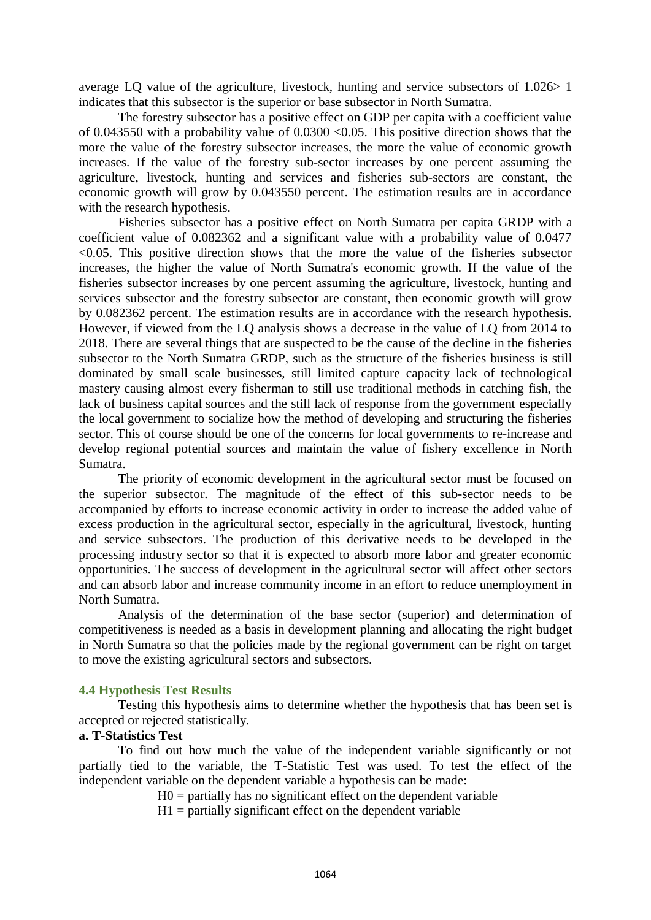average LQ value of the agriculture, livestock, hunting and service subsectors of 1.026> 1 indicates that this subsector is the superior or base subsector in North Sumatra.

The forestry subsector has a positive effect on GDP per capita with a coefficient value of 0.043550 with a probability value of 0.0300 <0.05. This positive direction shows that the more the value of the forestry subsector increases, the more the value of economic growth increases. If the value of the forestry sub-sector increases by one percent assuming the agriculture, livestock, hunting and services and fisheries sub-sectors are constant, the economic growth will grow by 0.043550 percent. The estimation results are in accordance with the research hypothesis.

Fisheries subsector has a positive effect on North Sumatra per capita GRDP with a coefficient value of 0.082362 and a significant value with a probability value of 0.0477 <0.05. This positive direction shows that the more the value of the fisheries subsector increases, the higher the value of North Sumatra's economic growth. If the value of the fisheries subsector increases by one percent assuming the agriculture, livestock, hunting and services subsector and the forestry subsector are constant, then economic growth will grow by 0.082362 percent. The estimation results are in accordance with the research hypothesis. However, if viewed from the LQ analysis shows a decrease in the value of LQ from 2014 to 2018. There are several things that are suspected to be the cause of the decline in the fisheries subsector to the North Sumatra GRDP, such as the structure of the fisheries business is still dominated by small scale businesses, still limited capture capacity lack of technological mastery causing almost every fisherman to still use traditional methods in catching fish, the lack of business capital sources and the still lack of response from the government especially the local government to socialize how the method of developing and structuring the fisheries sector. This of course should be one of the concerns for local governments to re-increase and develop regional potential sources and maintain the value of fishery excellence in North Sumatra.

The priority of economic development in the agricultural sector must be focused on the superior subsector. The magnitude of the effect of this sub-sector needs to be accompanied by efforts to increase economic activity in order to increase the added value of excess production in the agricultural sector, especially in the agricultural, livestock, hunting and service subsectors. The production of this derivative needs to be developed in the processing industry sector so that it is expected to absorb more labor and greater economic opportunities. The success of development in the agricultural sector will affect other sectors and can absorb labor and increase community income in an effort to reduce unemployment in North Sumatra.

Analysis of the determination of the base sector (superior) and determination of competitiveness is needed as a basis in development planning and allocating the right budget in North Sumatra so that the policies made by the regional government can be right on target to move the existing agricultural sectors and subsectors.

### 4.4 Hypothesis Test Results

Testing this hypothesis aims to determine whether the hypothesis that has been set is accepted or rejected statistically.

**a. T-Statistics Test**

To find out how much the value of the independent variable significantly or not partially tied to the variable, the T-Statistic Test was used. To test the effect of the independent variable on the dependent variable a hypothesis can be made:

H0 = partially has no significant effect on the dependent variable

H1 = partially significant effect on the dependent variable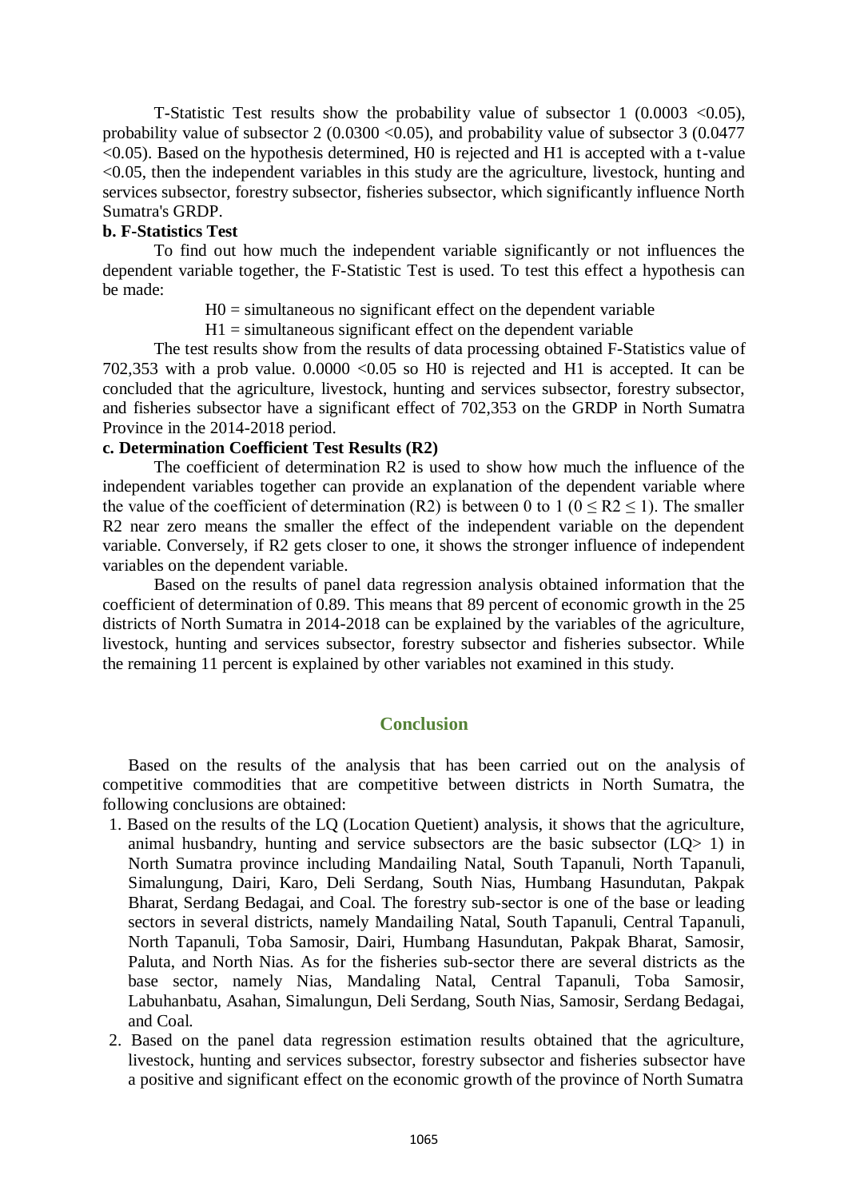T-Statistic Test results show the probability value of subsector 1 (0.0003 <0.05), probability value of subsector 2 (0.0300 <0.05), and probability value of subsector 3 (0.0477 <0.05). Based on the hypothesis determined, H0 is rejected and H1 is accepted with a t-value <0.05, then the independent variables in this study are the agriculture, livestock, hunting and services subsector, forestry subsector, fisheries subsector, which significantly influence North Sumatra's GRDP.

**b. F-Statistics Test**

To find out how much the independent variable significantly or not influences the dependent variable together, the F-Statistic Test is used. To test this effect a hypothesis can be made:

H0 = simultaneous no significant effect on the dependent variable

H1 = simultaneous significant effect on the dependent variable

The test results show from the results of data processing obtained F-Statistics value of 702,353 with a prob value. 0.0000 <0.05 so H0 is rejected and H1 is accepted. It can be concluded that the agriculture, livestock, hunting and services subsector, forestry subsector, and fisheries subsector have a significant effect of 702,353 on the GRDP in North Sumatra Province in the 2014-2018 period.

**c. Determination Coefficient Test Results (R2)**

The coefficient of determination R2 is used to show how much the influence of the independent variables together can provide an explanation of the dependent variable where the value of the coefficient of determination (R2) is between 0 to 1 ($0 \leq R2 \leq 1$). The smaller R2 near zero means the smaller the effect of the independent variable on the dependent variable. Conversely, if R2 gets closer to one, it shows the stronger influence of independent variables on the dependent variable.

Based on the results of panel data regression analysis obtained information that the coefficient of determination of 0.89. This means that 89 percent of economic growth in the 25 districts of North Sumatra in 2014-2018 can be explained by the variables of the agriculture, livestock, hunting and services subsector, forestry subsector and fisheries subsector. While the remaining 11 percent is explained by other variables not examined in this study.

## Conclusion

Based on the results of the analysis that has been carried out on the analysis of competitive commodities that are competitive between districts in North Sumatra, the following conclusions are obtained:

1. Based on the results of the LQ (Location Quetient) analysis, it shows that the agriculture, animal husbandry, hunting and service subsectors are the basic subsector (LQ> 1) in North Sumatra province including Mandailing Natal, South Tapanuli, North Tapanuli, Simalungung, Dairi, Karo, Deli Serdang, South Nias, Humbang Hasundutan, Pakpak Bharat, Serdang Bedagai, and Coal. The forestry sub-sector is one of the base or leading sectors in several districts, namely Mandailing Natal, South Tapanuli, Central Tapanuli, North Tapanuli, Toba Samosir, Dairi, Humbang Hasundutan, Pakpak Bharat, Samosir, Paluta, and North Nias. As for the fisheries sub-sector there are several districts as the base sector, namely Nias, Mandaling Natal, Central Tapanuli, Toba Samosir, Labuhanbatu, Asahan, Simalungun, Deli Serdang, South Nias, Samosir, Serdang Bedagai, and Coal.
2. Based on the panel data regression estimation results obtained that the agriculture, livestock, hunting and services subsector, forestry subsector and fisheries subsector have a positive and significant effect on the economic growth of the province of North Sumatra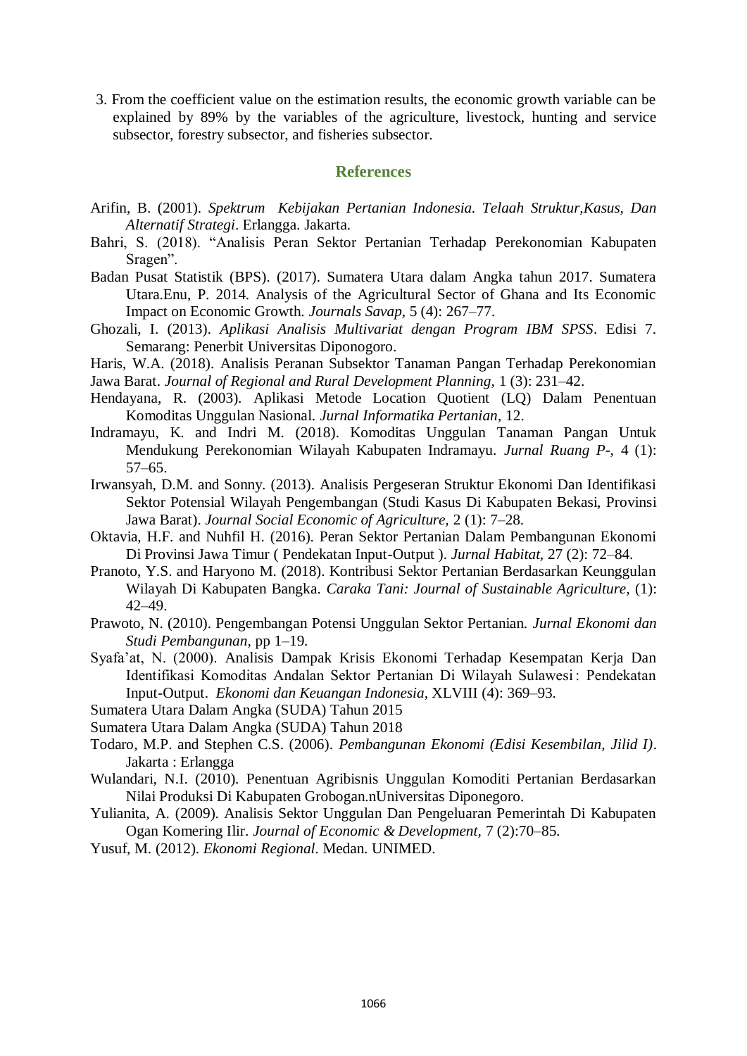3. From the coefficient value on the estimation results, the economic growth variable can be explained by 89% by the variables of the agriculture, livestock, hunting and service subsector, forestry subsector, and fisheries subsector.

## References

Arifin, B. (2001). *Spektrum  Kebijakan Pertanian Indonesia. Telaah Struktur,Kasus, Dan Alternatif Strategi*. Erlangga. Jakarta.

Bahri, S. (2018). "Analisis Peran Sektor Pertanian Terhadap Perekonomian Kabupaten Sragen".

Badan Pusat Statistik (BPS). (2017). Sumatera Utara dalam Angka tahun 2017. Sumatera Utara.Enu, P. 2014. Analysis of the Agricultural Sector of Ghana and Its Economic Impact on Economic Growth. *Journals Savap,* 5 (4): 267–77.

Ghozali, I. (2013). *Aplikasi Analisis Multivariat dengan Program IBM SPSS*. Edisi 7. Semarang: Penerbit Universitas Diponogoro.

Haris, W.A. (2018). Analisis Peranan Subsektor Tanaman Pangan Terhadap Perekonomian Jawa Barat. *Journal of Regional and Rural Development Planning,* 1 (3): 231–42.

Hendayana, R. (2003). Aplikasi Metode Location Quotient (LQ) Dalam Penentuan Komoditas Unggulan Nasional. *Jurnal Informatika Pertanian*, 12.

Indramayu, K. and Indri M. (2018). Komoditas Unggulan Tanaman Pangan Untuk Mendukung Perekonomian Wilayah Kabupaten Indramayu. *Jurnal Ruang P-*, 4 (1): 57–65.

Irwansyah, D.M. and Sonny. (2013). Analisis Pergeseran Struktur Ekonomi Dan Identifikasi Sektor Potensial Wilayah Pengembangan (Studi Kasus Di Kabupaten Bekasi, Provinsi Jawa Barat). *Journal Social Economic of Agriculture,* 2 (1): 7–28.

Oktavia, H.F. and Nuhfil H. (2016). Peran Sektor Pertanian Dalam Pembangunan Ekonomi Di Provinsi Jawa Timur ( Pendekatan Input-Output ). *Jurnal Habitat*, 27 (2): 72–84.

Pranoto, Y.S. and Haryono M. (2018). Kontribusi Sektor Pertanian Berdasarkan Keunggulan Wilayah Di Kabupaten Bangka. *Caraka Tani: Journal of Sustainable Agriculture,* (1): 42–49.

Prawoto, N. (2010). Pengembangan Potensi Unggulan Sektor Pertanian. *Jurnal Ekonomi dan Studi Pembangunan,* pp 1–19.

Syafa'at, N. (2000). Analisis Dampak Krisis Ekonomi Terhadap Kesempatan Kerja Dan Identifikasi Komoditas Andalan Sektor Pertanian Di Wilayah Sulawesi : Pendekatan Input-Output. *Ekonomi dan Keuangan Indonesia,* XLVIII (4): 369–93.

Sumatera Utara Dalam Angka (SUDA) Tahun 2015

Sumatera Utara Dalam Angka (SUDA) Tahun 2018

Todaro, M.P. and Stephen C.S. (2006). *Pembangunan Ekonomi (Edisi Kesembilan, Jilid I)*. Jakarta : Erlangga

Wulandari, N.I. (2010). Penentuan Agribisnis Unggulan Komoditi Pertanian Berdasarkan Nilai Produksi Di Kabupaten Grobogan.nUniversitas Diponegoro.

Yulianita, A. (2009). Analisis Sektor Unggulan Dan Pengeluaran Pemerintah Di Kabupaten Ogan Komering Ilir. *Journal of Economic & Development,* 7 (2):70–85.

Yusuf, M. (2012). *Ekonomi Regional*. Medan. UNIMED.